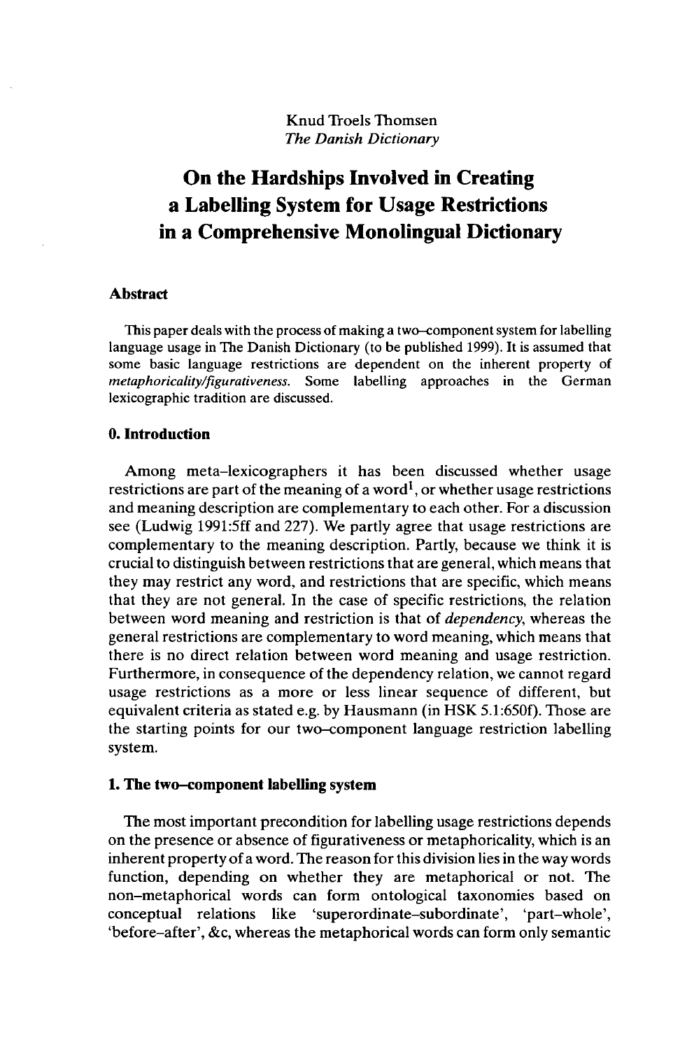Knud Troels Thomsen
*The Danish Dictionary*

# On the Hardships Involved in Creating a Labelling System for Usage Restrictions in a Comprehensive Monolingual Dictionary

## Abstract

This paper deals with the process of making a two–component system for labelling language usage in The Danish Dictionary (to be published 1999). It is assumed that some basic language restrictions are dependent on the inherent property of *metaphoricality/figurativeness*. Some labelling approaches in the German lexicographic tradition are discussed.

## 0. Introduction

Among meta–lexicographers it has been discussed whether usage restrictions are part of the meaning of a word[1], or whether usage restrictions and meaning description are complementary to each other. For a discussion see (Ludwig 1991:5ff and 227). We partly agree that usage restrictions are complementary to the meaning description. Partly, because we think it is crucial to distinguish between restrictions that are general, which means that they may restrict any word, and restrictions that are specific, which means that they are not general. In the case of specific restrictions, the relation between word meaning and restriction is that of *dependency*, whereas the general restrictions are complementary to word meaning, which means that there is no direct relation between word meaning and usage restriction. Furthermore, in consequence of the dependency relation, we cannot regard usage restrictions as a more or less linear sequence of different, but equivalent criteria as stated e.g. by Hausmann (in HSK 5.1:650f). Those are the starting points for our two–component language restriction labelling system.

## 1. The two–component labelling system

The most important precondition for labelling usage restrictions depends on the presence or absence of figurativeness or metaphoricality, which is an inherent property of a word. The reason for this division lies in the way words function, depending on whether they are metaphorical or not. The non–metaphorical words can form ontological taxonomies based on conceptual relations like 'superordinate–subordinate', 'part–whole', 'before–after', &c, whereas the metaphorical words can form only semantic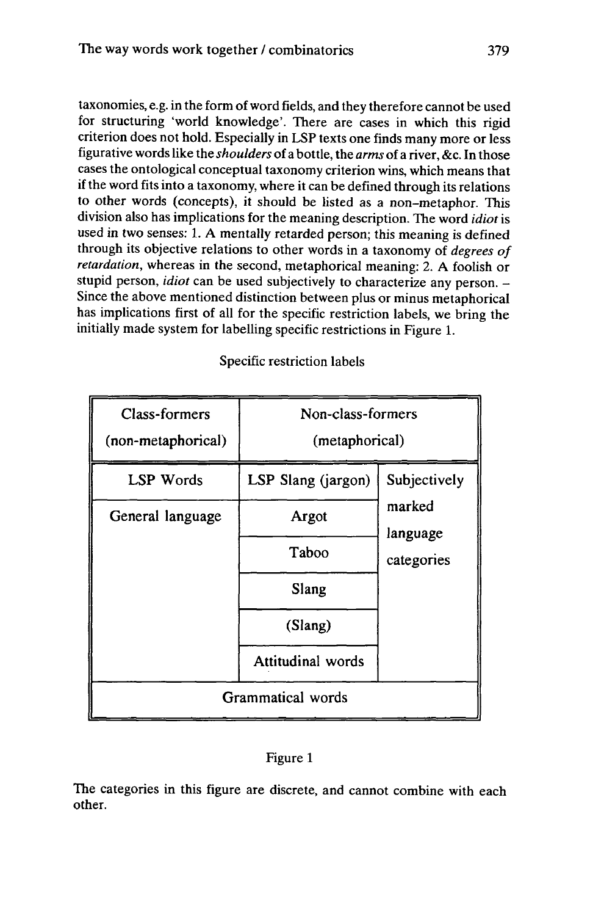taxonomies, e.g. in the form of word fields, and they therefore cannot be used for structuring 'world knowledge'. There are cases in which this rigid criterion does not hold. Especially in LSP texts one finds many more or less figurative words like the *shoulders* of a bottle, the *arms* of a river, &c. In those cases the ontological conceptual taxonomy criterion wins, which means that if the word fits into a taxonomy, where it can be defined through its relations to other words (concepts), it should be listed as a non-metaphor. This division also has implications for the meaning description. The word *idiot* is used in two senses: 1. A mentally retarded person; this meaning is defined through its objective relations to other words in a taxonomy of *degrees of retardation*, whereas in the second, metaphorical meaning: 2. A foolish or stupid person, *idiot* can be used subjectively to characterize any person. – Since the above mentioned distinction between plus or minus metaphorical has implications first of all for the specific restriction labels, we bring the initially made system for labelling specific restrictions in Figure 1.

Specific restriction labels

| Class-formers (non-metaphorical) | Non-class-formers (metaphorical) | |
|---|---|---|
| LSP Words | LSP Slang (jargon) | Subjectively marked language categories |
| General language | Argot | |
| | Taboo | |
| | Slang | |
| | (Slang) | |
| | Attitudinal words | |
| Grammatical words | | |

Figure 1

The categories in this figure are discrete, and cannot combine with each other.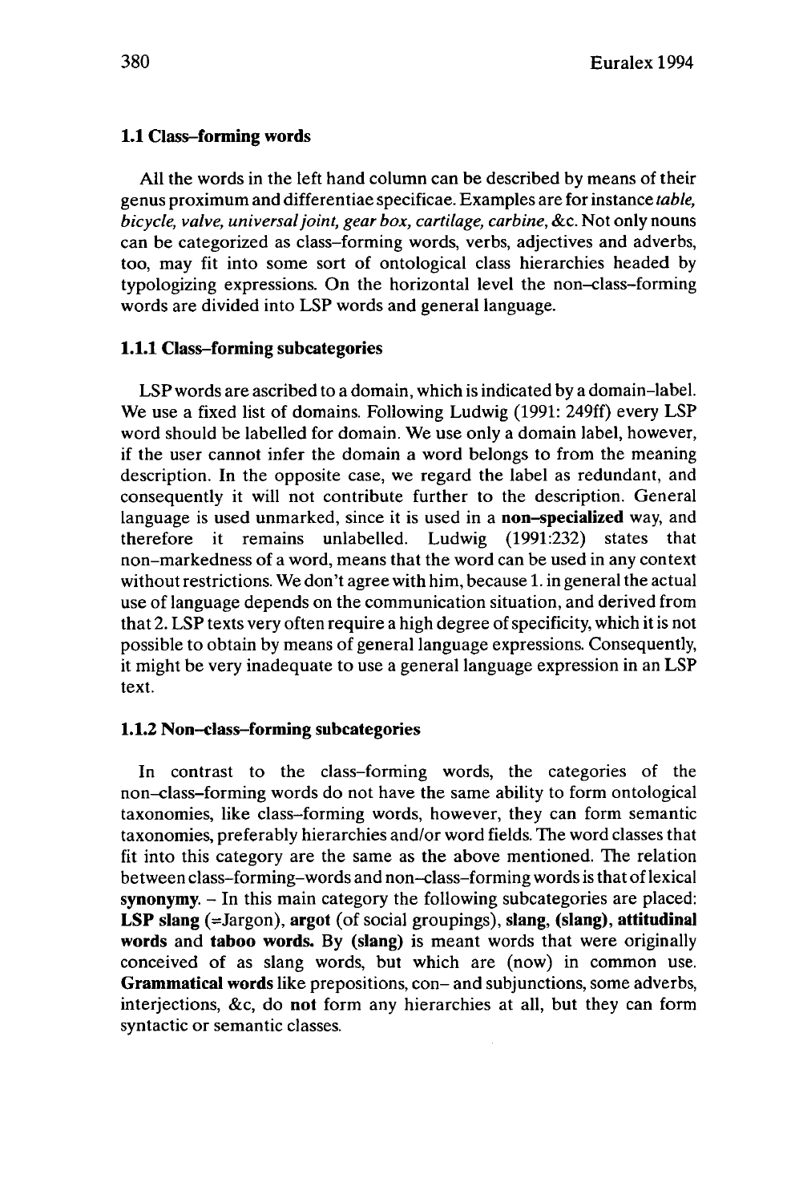### 1.1 Class–forming words

All the words in the left hand column can be described by means of their genus proximum and differentiae specificae. Examples are for instance *table, bicycle, valve, universal joint, gear box, cartilage, carbine*, &c. Not only nouns can be categorized as class–forming words, verbs, adjectives and adverbs, too, may fit into some sort of ontological class hierarchies headed by typologizing expressions. On the horizontal level the non–class–forming words are divided into LSP words and general language.

#### 1.1.1 Class–forming subcategories

LSP words are ascribed to a domain, which is indicated by a domain–label. We use a fixed list of domains. Following Ludwig (1991: 249ff) every LSP word should be labelled for domain. We use only a domain label, however, if the user cannot infer the domain a word belongs to from the meaning description. In the opposite case, we regard the label as redundant, and consequently it will not contribute further to the description. General language is used unmarked, since it is used in a **non–specialized** way, and therefore it remains unlabelled. Ludwig (1991:232) states that non–markedness of a word, means that the word can be used in any context without restrictions. We don't agree with him, because 1. in general the actual use of language depends on the communication situation, and derived from that 2. LSP texts very often require a high degree of specificity, which it is not possible to obtain by means of general language expressions. Consequently, it might be very inadequate to use a general language expression in an LSP text.

#### 1.1.2 Non–class–forming subcategories

In contrast to the class–forming words, the categories of the non–class–forming words do not have the same ability to form ontological taxonomies, like class–forming words, however, they can form semantic taxonomies, preferably hierarchies and/or word fields. The word classes that fit into this category are the same as the above mentioned. The relation between class–forming–words and non–class–forming words is that of lexical **synonymy**. – In this main category the following subcategories are placed: **LSP slang** (=Jargon), **argot** (of social groupings), **slang, (slang), attitudinal words** and **taboo words.** By **(slang)** is meant words that were originally conceived of as slang words, but which are (now) in common use. **Grammatical words** like prepositions, con– and subjunctions, some adverbs, interjections, &c, do **not** form any hierarchies at all, but they can form syntactic or semantic classes.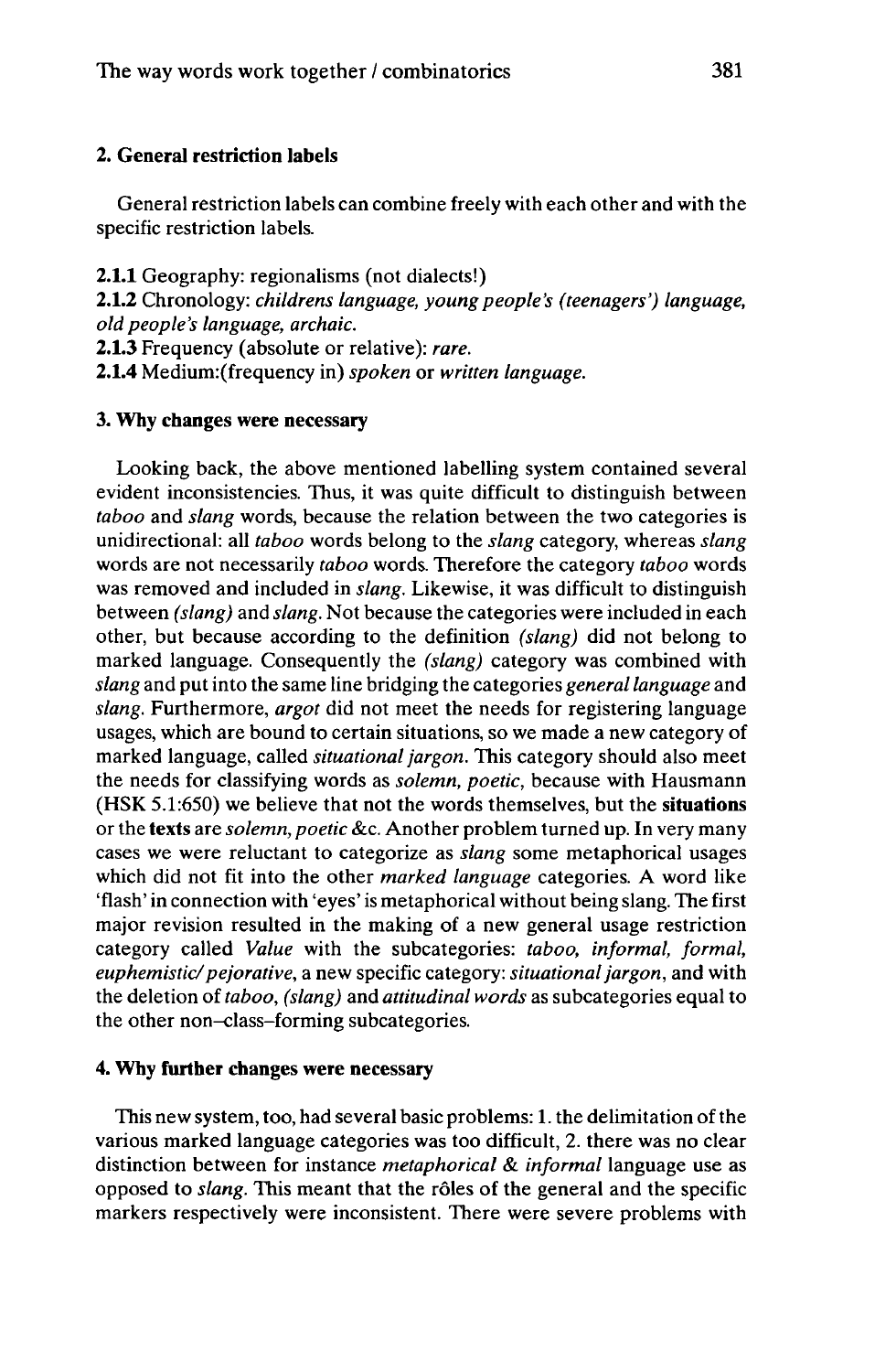## 2. General restriction labels

General restriction labels can combine freely with each other and with the specific restriction labels.

**2.1.1** Geography: regionalisms (not dialects!)
**2.1.2** Chronology: *childrens language, young people's (teenagers') language, old people's language, archaic.*
**2.1.3** Frequency (absolute or relative): *rare.*
**2.1.4** Medium:(frequency in) *spoken* or *written language.*

## 3. Why changes were necessary

Looking back, the above mentioned labelling system contained several evident inconsistencies. Thus, it was quite difficult to distinguish between *taboo* and *slang* words, because the relation between the two categories is unidirectional: all *taboo* words belong to the *slang* category, whereas *slang* words are not necessarily *taboo* words. Therefore the category *taboo* words was removed and included in *slang*. Likewise, it was difficult to distinguish between *(slang)* and *slang*. Not because the categories were included in each other, but because according to the definition *(slang)* did not belong to marked language. Consequently the *(slang)* category was combined with *slang* and put into the same line bridging the categories *general language* and *slang*. Furthermore, *argot* did not meet the needs for registering language usages, which are bound to certain situations, so we made a new category of marked language, called *situational jargon*. This category should also meet the needs for classifying words as *solemn, poetic*, because with Hausmann (HSK 5.1:650) we believe that not the words themselves, but the **situations** or the **texts** are *solemn, poetic* &c. Another problem turned up. In very many cases we were reluctant to categorize as *slang* some metaphorical usages which did not fit into the other *marked language* categories. A word like 'flash' in connection with 'eyes' is metaphorical without being slang. The first major revision resulted in the making of a new general usage restriction category called *Value* with the subcategories: *taboo, informal, formal, euphemistic/ pejorative*, a new specific category: *situational jargon*, and with the deletion of *taboo, (slang)* and *attitudinal words* as subcategories equal to the other non–class–forming subcategories.

## 4. Why further changes were necessary

This new system, too, had several basic problems: 1. the delimitation of the various marked language categories was too difficult, 2. there was no clear distinction between for instance *metaphorical & informal* language use as opposed to *slang*. This meant that the rôles of the general and the specific markers respectively were inconsistent. There were severe problems with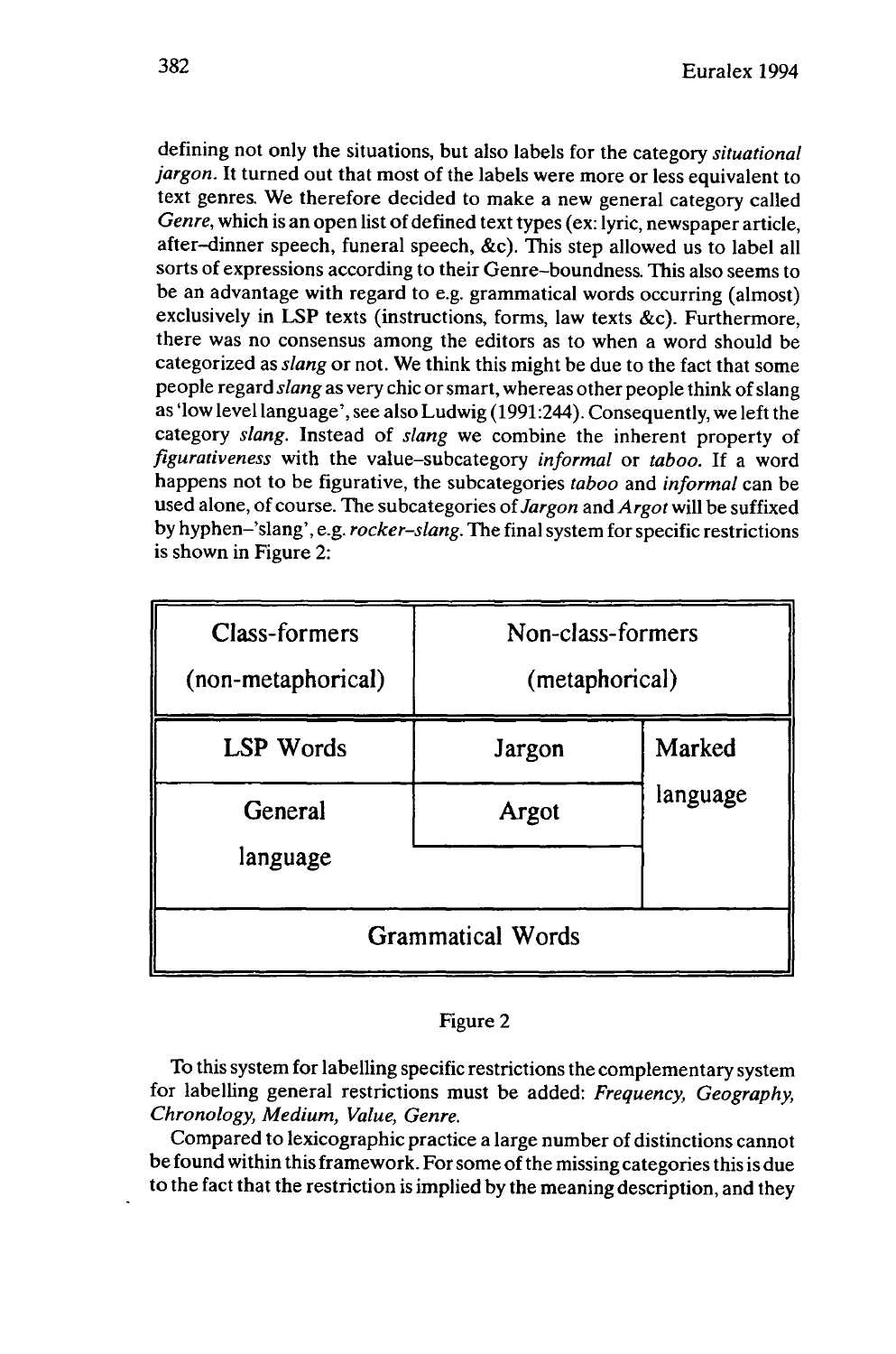defining not only the situations, but also labels for the category *situational jargon*. It turned out that most of the labels were more or less equivalent to text genres. We therefore decided to make a new general category called *Genre*, which is an open list of defined text types (ex: lyric, newspaper article, after-dinner speech, funeral speech, &c). This step allowed us to label all sorts of expressions according to their Genre-boundness. This also seems to be an advantage with regard to e.g. grammatical words occurring (almost) exclusively in LSP texts (instructions, forms, law texts &c). Furthermore, there was no consensus among the editors as to when a word should be categorized as *slang* or not. We think this might be due to the fact that some people regard *slang* as very chic or smart, whereas other people think of slang as 'low level language', see also Ludwig (1991:244). Consequently, we left the category *slang*. Instead of *slang* we combine the inherent property of *figurativeness* with the value-subcategory *informal* or *taboo*. If a word happens not to be figurative, the subcategories *taboo* and *informal* can be used alone, of course. The subcategories of *Jargon* and *Argot* will be suffixed by hyphen-'slang', e.g. *rocker-slang*. The final system for specific restrictions is shown in Figure 2:

| Class-formers (non-metaphorical) | Non-class-formers (metaphorical) | |
|---|---|---|
| LSP Words | Jargon | Marked language |
| General language | Argot | |
| Grammatical Words | | |

Figure 2

To this system for labelling specific restrictions the complementary system for labelling general restrictions must be added: *Frequency, Geography, Chronology, Medium, Value, Genre.*

Compared to lexicographic practice a large number of distinctions cannot be found within this framework. For some of the missing categories this is due to the fact that the restriction is implied by the meaning description, and they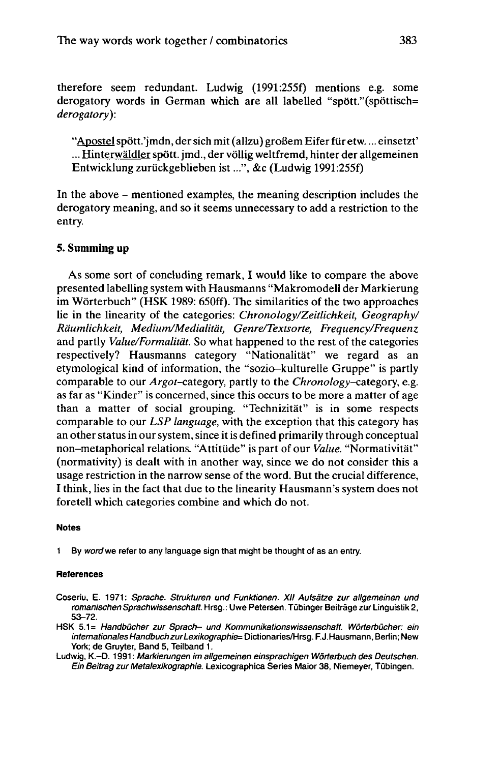therefore seem redundant. Ludwig (1991:255f) mentions e.g. some derogatory words in German which are all labelled "spött."(spöttisch= *derogatory*):

> "Apostel spött.'jmdn, der sich mit (allzu) großem Eifer für etw. ... einsetzt' ... Hinterwäldler spött. jmd., der völlig weltfremd, hinter der allgemeinen Entwicklung zurückgeblieben ist ...", &c (Ludwig 1991:255f)

In the above – mentioned examples, the meaning description includes the derogatory meaning, and so it seems unnecessary to add a restriction to the entry.

## 5. Summing up

As some sort of concluding remark, I would like to compare the above presented labelling system with Hausmanns "Makromodell der Markierung im Wörterbuch" (HSK 1989: 650ff). The similarities of the two approaches lie in the linearity of the categories: *Chronology/Zeitlichkeit, Geography/ Räumlichkeit, Medium/Medialität, Genre/Textsorte, Frequency/Frequenz* and partly *Value/Formalität*. So what happened to the rest of the categories respectively? Hausmanns category "Nationalität" we regard as an etymological kind of information, the "sozio–kulturelle Gruppe" is partly comparable to our *Argot*–category, partly to the *Chronology*–category, e.g. as far as "Kinder" is concerned, since this occurs to be more a matter of age than a matter of social grouping. "Technizität" is in some respects comparable to our *LSP language*, with the exception that this category has an other status in our system, since it is defined primarily through conceptual non–metaphorical relations. "Attitüde" is part of our *Value*. "Normativität" (normativity) is dealt with in another way, since we do not consider this a usage restriction in the narrow sense of the word. But the crucial difference, I think, lies in the fact that due to the linearity Hausmann's system does not foretell which categories combine and which do not.

#### Notes

1 By *word* we refer to any language sign that might be thought of as an entry.

#### References

Coseriu, E. 1971: *Sprache. Strukturen und Funktionen. XII Aufsätze zur allgemeinen und romanischen Sprachwissenschaft.* Hrsg.: Uwe Petersen. Tübinger Beiträge zur Linguistik 2, 53–72.

HSK 5.1= *Handbücher zur Sprach– und Kommunikationswissenschaft. Wörterbücher: ein internationales Handbuch zur Lexikographie=* Dictionaries/Hrsg. F.J.Hausmann, Berlin; New York; de Gruyter, Band 5, Teilband 1.

Ludwig, K.–D. 1991: *Markierungen im allgemeinen einsprachigen Wörterbuch des Deutschen. Ein Beitrag zur Metalexikographie.* Lexicographica Series Maior 38, Niemeyer, Tübingen.